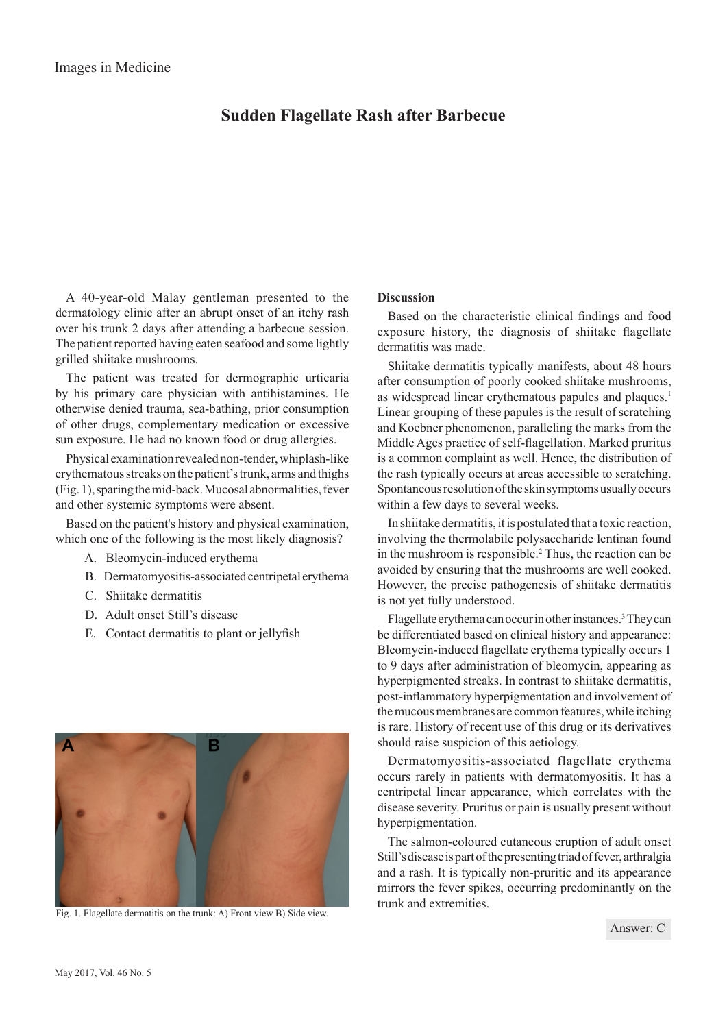Images in Medicine

# Sudden Flagellate Rash after Barbecue

A 40-year-old Malay gentleman presented to the dermatology clinic after an abrupt onset of an itchy rash over his trunk 2 days after attending a barbecue session. The patient reported having eaten seafood and some lightly grilled shiitake mushrooms.

The patient was treated for dermographic urticaria by his primary care physician with antihistamines. He otherwise denied trauma, sea-bathing, prior consumption of other drugs, complementary medication or excessive sun exposure. He had no known food or drug allergies.

Physical examination revealed non-tender, whiplash-like erythematous streaks on the patient's trunk, arms and thighs (Fig. 1), sparing the mid-back. Mucosal abnormalities, fever and other systemic symptoms were absent.

Based on the patient's history and physical examination, which one of the following is the most likely diagnosis?

A. Bleomycin-induced erythema
B. Dermatomyositis-associated centripetal erythema
C. Shiitake dermatitis
D. Adult onset Still's disease
E. Contact dermatitis to plant or jellyfish

Fig. 1. Flagellate dermatitis on the trunk: A) Front view B) Side view.

## Discussion

Based on the characteristic clinical findings and food exposure history, the diagnosis of shiitake flagellate dermatitis was made.

Shiitake dermatitis typically manifests, about 48 hours after consumption of poorly cooked shiitake mushrooms, as widespread linear erythematous papules and plaques.[1] Linear grouping of these papules is the result of scratching and Koebner phenomenon, paralleling the marks from the Middle Ages practice of self-flagellation. Marked pruritus is a common complaint as well. Hence, the distribution of the rash typically occurs at areas accessible to scratching. Spontaneous resolution of the skin symptoms usually occurs within a few days to several weeks.

In shiitake dermatitis, it is postulated that a toxic reaction, involving the thermolabile polysaccharide lentinan found in the mushroom is responsible.[2] Thus, the reaction can be avoided by ensuring that the mushrooms are well cooked. However, the precise pathogenesis of shiitake dermatitis is not yet fully understood.

Flagellate erythema can occur in other instances.[3] They can be differentiated based on clinical history and appearance: Bleomycin-induced flagellate erythema typically occurs 1 to 9 days after administration of bleomycin, appearing as hyperpigmented streaks. In contrast to shiitake dermatitis, post-inflammatory hyperpigmentation and involvement of the mucous membranes are common features, while itching is rare. History of recent use of this drug or its derivatives should raise suspicion of this aetiology.

Dermatomyositis-associated flagellate erythema occurs rarely in patients with dermatomyositis. It has a centripetal linear appearance, which correlates with the disease severity. Pruritus or pain is usually present without hyperpigmentation.

The salmon-coloured cutaneous eruption of adult onset Still's disease is part of the presenting triad of fever, arthralgia and a rash. It is typically non-pruritic and its appearance mirrors the fever spikes, occurring predominantly on the trunk and extremities.

Answer: C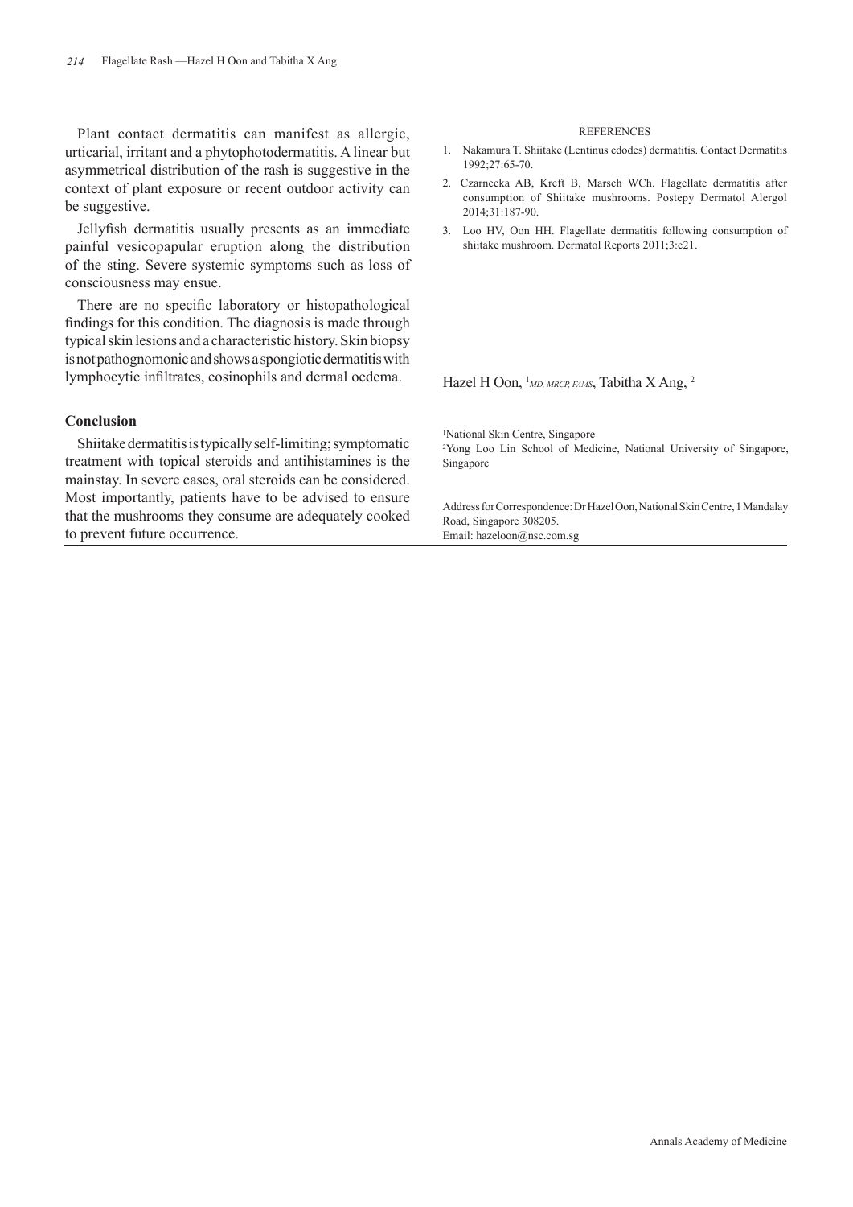Plant contact dermatitis can manifest as allergic, urticarial, irritant and a phytophotodermatitis. A linear but asymmetrical distribution of the rash is suggestive in the context of plant exposure or recent outdoor activity can be suggestive.

Jellyfish dermatitis usually presents as an immediate painful vesicopapular eruption along the distribution of the sting. Severe systemic symptoms such as loss of consciousness may ensue.

There are no specific laboratory or histopathological findings for this condition. The diagnosis is made through typical skin lesions and a characteristic history. Skin biopsy is not pathognomonic and shows a spongiotic dermatitis with lymphocytic infiltrates, eosinophils and dermal oedema.

## Conclusion

Shiitake dermatitis is typically self-limiting; symptomatic treatment with topical steroids and antihistamines is the mainstay. In severe cases, oral steroids can be considered. Most importantly, patients have to be advised to ensure that the mushrooms they consume are adequately cooked to prevent future occurrence.

### REFERENCES

1. Nakamura T. Shiitake (Lentinus edodes) dermatitis. Contact Dermatitis 1992;27:65-70.
2. Czarnecka AB, Kreft B, Marsch WCh. Flagellate dermatitis after consumption of Shiitake mushrooms. Postepy Dermatol Alergol 2014;31:187-90.
3. Loo HV, Oon HH. Flagellate dermatitis following consumption of shiitake mushroom. Dermatol Reports 2011;3:e21.

Hazel H Oon, [1] *MD, MRCP, FAMS*, Tabitha X Ang, [2]

[1] National Skin Centre, Singapore

[2] Yong Loo Lin School of Medicine, National University of Singapore, Singapore

Address for Correspondence: Dr Hazel Oon, National Skin Centre, 1 Mandalay Road, Singapore 308205.

Email: hazeloon@nsc.com.sg